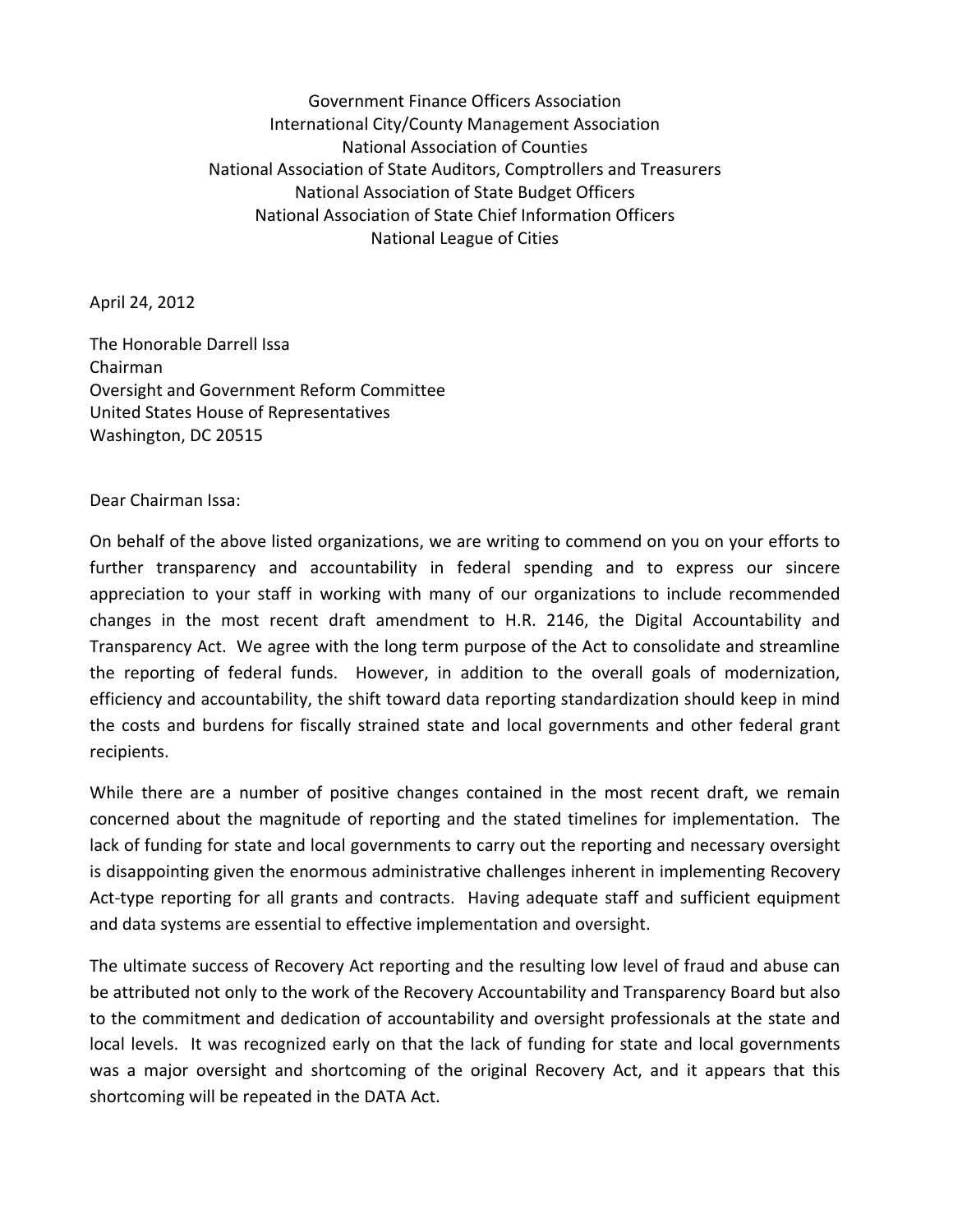Government Finance Officers Association
International City/County Management Association
National Association of Counties
National Association of State Auditors, Comptrollers and Treasurers
National Association of State Budget Officers
National Association of State Chief Information Officers
National League of Cities

April 24, 2012

The Honorable Darrell Issa
Chairman
Oversight and Government Reform Committee
United States House of Representatives
Washington, DC 20515

Dear Chairman Issa:

On behalf of the above listed organizations, we are writing to commend on you on your efforts to further transparency and accountability in federal spending and to express our sincere appreciation to your staff in working with many of our organizations to include recommended changes in the most recent draft amendment to H.R. 2146, the Digital Accountability and Transparency Act. We agree with the long term purpose of the Act to consolidate and streamline the reporting of federal funds. However, in addition to the overall goals of modernization, efficiency and accountability, the shift toward data reporting standardization should keep in mind the costs and burdens for fiscally strained state and local governments and other federal grant recipients.

While there are a number of positive changes contained in the most recent draft, we remain concerned about the magnitude of reporting and the stated timelines for implementation. The lack of funding for state and local governments to carry out the reporting and necessary oversight is disappointing given the enormous administrative challenges inherent in implementing Recovery Act-type reporting for all grants and contracts. Having adequate staff and sufficient equipment and data systems are essential to effective implementation and oversight.

The ultimate success of Recovery Act reporting and the resulting low level of fraud and abuse can be attributed not only to the work of the Recovery Accountability and Transparency Board but also to the commitment and dedication of accountability and oversight professionals at the state and local levels. It was recognized early on that the lack of funding for state and local governments was a major oversight and shortcoming of the original Recovery Act, and it appears that this shortcoming will be repeated in the DATA Act.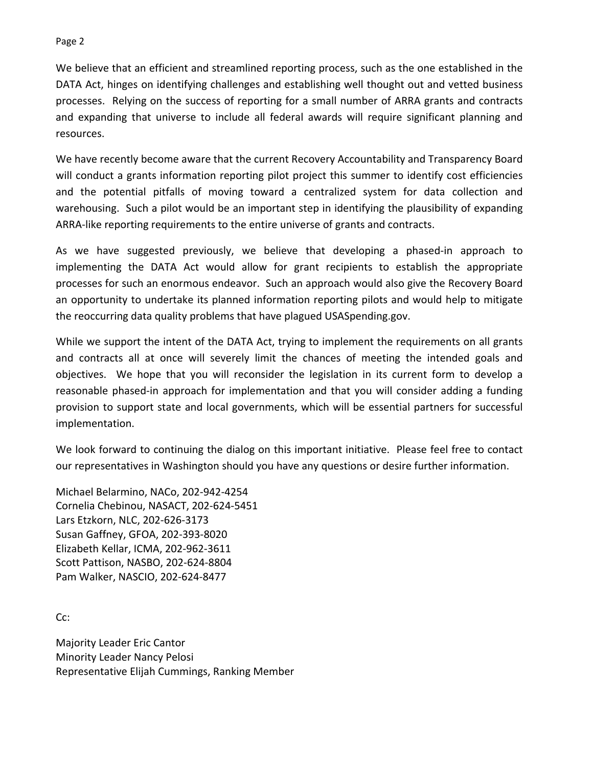We believe that an efficient and streamlined reporting process, such as the one established in the DATA Act, hinges on identifying challenges and establishing well thought out and vetted business processes. Relying on the success of reporting for a small number of ARRA grants and contracts and expanding that universe to include all federal awards will require significant planning and resources.

We have recently become aware that the current Recovery Accountability and Transparency Board will conduct a grants information reporting pilot project this summer to identify cost efficiencies and the potential pitfalls of moving toward a centralized system for data collection and warehousing. Such a pilot would be an important step in identifying the plausibility of expanding ARRA-like reporting requirements to the entire universe of grants and contracts.

As we have suggested previously, we believe that developing a phased-in approach to implementing the DATA Act would allow for grant recipients to establish the appropriate processes for such an enormous endeavor. Such an approach would also give the Recovery Board an opportunity to undertake its planned information reporting pilots and would help to mitigate the reoccurring data quality problems that have plagued USASpending.gov.

While we support the intent of the DATA Act, trying to implement the requirements on all grants and contracts all at once will severely limit the chances of meeting the intended goals and objectives. We hope that you will reconsider the legislation in its current form to develop a reasonable phased-in approach for implementation and that you will consider adding a funding provision to support state and local governments, which will be essential partners for successful implementation.

We look forward to continuing the dialog on this important initiative. Please feel free to contact our representatives in Washington should you have any questions or desire further information.

Michael Belarmino, NACo, 202-942-4254
Cornelia Chebinou, NASACT, 202-624-5451
Lars Etzkorn, NLC, 202-626-3173
Susan Gaffney, GFOA, 202-393-8020
Elizabeth Kellar, ICMA, 202-962-3611
Scott Pattison, NASBO, 202-624-8804
Pam Walker, NASCIO, 202-624-8477

Cc:

Majority Leader Eric Cantor
Minority Leader Nancy Pelosi
Representative Elijah Cummings, Ranking Member